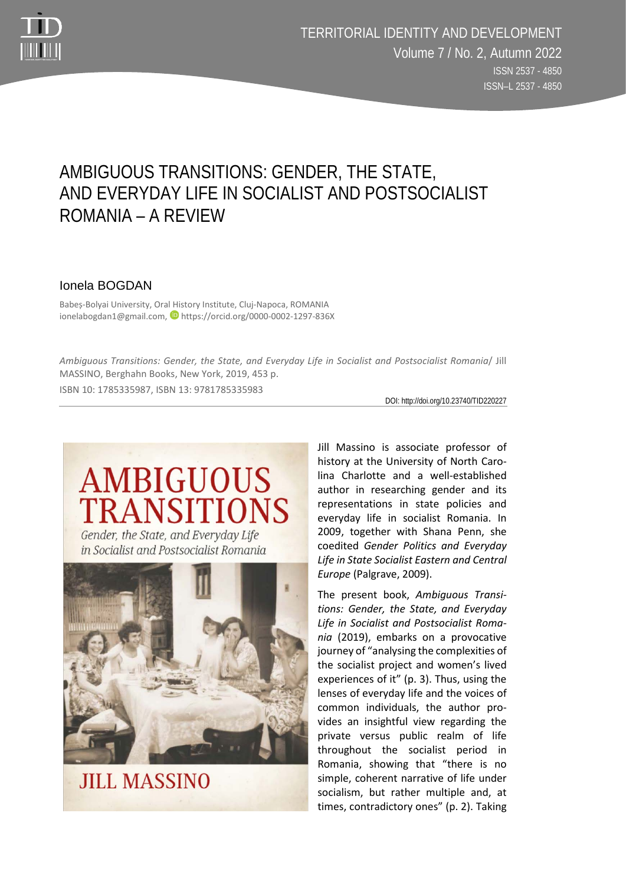# AMBIGUOUS TRANSITIONS: GENDER, THE STATE, AND EVERYDAY LIFE IN SOCIALIST AND POSTSOCIALIST ROMANIA – A REVIEW

## Ionela BOGDAN

Babeș-Bolyai University, Oral History Institute, Cluj-Napoca, ROMANIA
ionelabogdan1@gmail.com, https://orcid.org/0000-0002-1297-836X

*Ambiguous Transitions: Gender, the State, and Everyday Life in Socialist and Postsocialist Romania*/ Jill MASSINO, Berghahn Books, New York, 2019, 453 p.
ISBN 10: 1785335987, ISBN 13: 9781785335983

DOI: http://doi.org/10.23740/TID220227

Jill Massino is associate professor of history at the University of North Carolina Charlotte and a well-established author in researching gender and its representations in state policies and everyday life in socialist Romania. In 2009, together with Shana Penn, she coedited *Gender Politics and Everyday Life in State Socialist Eastern and Central Europe* (Palgrave, 2009).

The present book, *Ambiguous Transitions: Gender, the State, and Everyday Life in Socialist and Postsocialist Romania* (2019), embarks on a provocative journey of "analysing the complexities of the socialist project and women's lived experiences of it" (p. 3). Thus, using the lenses of everyday life and the voices of common individuals, the author provides an insightful view regarding the private versus public realm of life throughout the socialist period in Romania, showing that "there is no simple, coherent narrative of life under socialism, but rather multiple and, at times, contradictory ones" (p. 2). Taking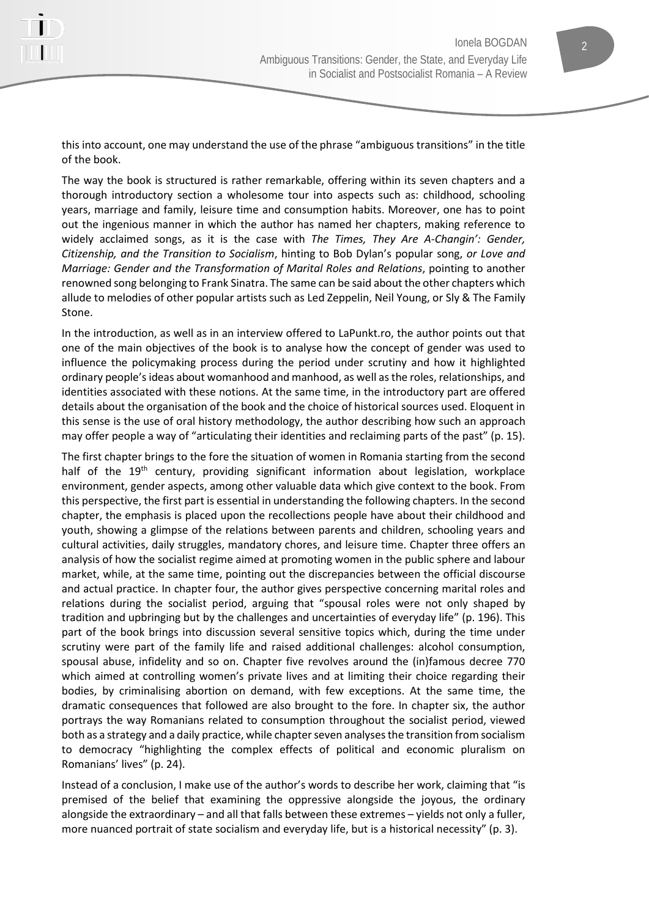this into account, one may understand the use of the phrase "ambiguous transitions" in the title of the book.

The way the book is structured is rather remarkable, offering within its seven chapters and a thorough introductory section a wholesome tour into aspects such as: childhood, schooling years, marriage and family, leisure time and consumption habits. Moreover, one has to point out the ingenious manner in which the author has named her chapters, making reference to widely acclaimed songs, as it is the case with *The Times, They Are A-Changin': Gender, Citizenship, and the Transition to Socialism*, hinting to Bob Dylan's popular song, *or Love and Marriage: Gender and the Transformation of Marital Roles and Relations*, pointing to another renowned song belonging to Frank Sinatra. The same can be said about the other chapters which allude to melodies of other popular artists such as Led Zeppelin, Neil Young, or Sly & The Family Stone.

In the introduction, as well as in an interview offered to LaPunkt.ro, the author points out that one of the main objectives of the book is to analyse how the concept of gender was used to influence the policymaking process during the period under scrutiny and how it highlighted ordinary people's ideas about womanhood and manhood, as well as the roles, relationships, and identities associated with these notions. At the same time, in the introductory part are offered details about the organisation of the book and the choice of historical sources used. Eloquent in this sense is the use of oral history methodology, the author describing how such an approach may offer people a way of "articulating their identities and reclaiming parts of the past" (p. 15).

The first chapter brings to the fore the situation of women in Romania starting from the second half of the 19th century, providing significant information about legislation, workplace environment, gender aspects, among other valuable data which give context to the book. From this perspective, the first part is essential in understanding the following chapters. In the second chapter, the emphasis is placed upon the recollections people have about their childhood and youth, showing a glimpse of the relations between parents and children, schooling years and cultural activities, daily struggles, mandatory chores, and leisure time. Chapter three offers an analysis of how the socialist regime aimed at promoting women in the public sphere and labour market, while, at the same time, pointing out the discrepancies between the official discourse and actual practice. In chapter four, the author gives perspective concerning marital roles and relations during the socialist period, arguing that "spousal roles were not only shaped by tradition and upbringing but by the challenges and uncertainties of everyday life" (p. 196). This part of the book brings into discussion several sensitive topics which, during the time under scrutiny were part of the family life and raised additional challenges: alcohol consumption, spousal abuse, infidelity and so on. Chapter five revolves around the (in)famous decree 770 which aimed at controlling women's private lives and at limiting their choice regarding their bodies, by criminalising abortion on demand, with few exceptions. At the same time, the dramatic consequences that followed are also brought to the fore. In chapter six, the author portrays the way Romanians related to consumption throughout the socialist period, viewed both as a strategy and a daily practice, while chapter seven analyses the transition from socialism to democracy "highlighting the complex effects of political and economic pluralism on Romanians' lives" (p. 24).

Instead of a conclusion, I make use of the author's words to describe her work, claiming that "is premised of the belief that examining the oppressive alongside the joyous, the ordinary alongside the extraordinary – and all that falls between these extremes – yields not only a fuller, more nuanced portrait of state socialism and everyday life, but is a historical necessity" (p. 3).